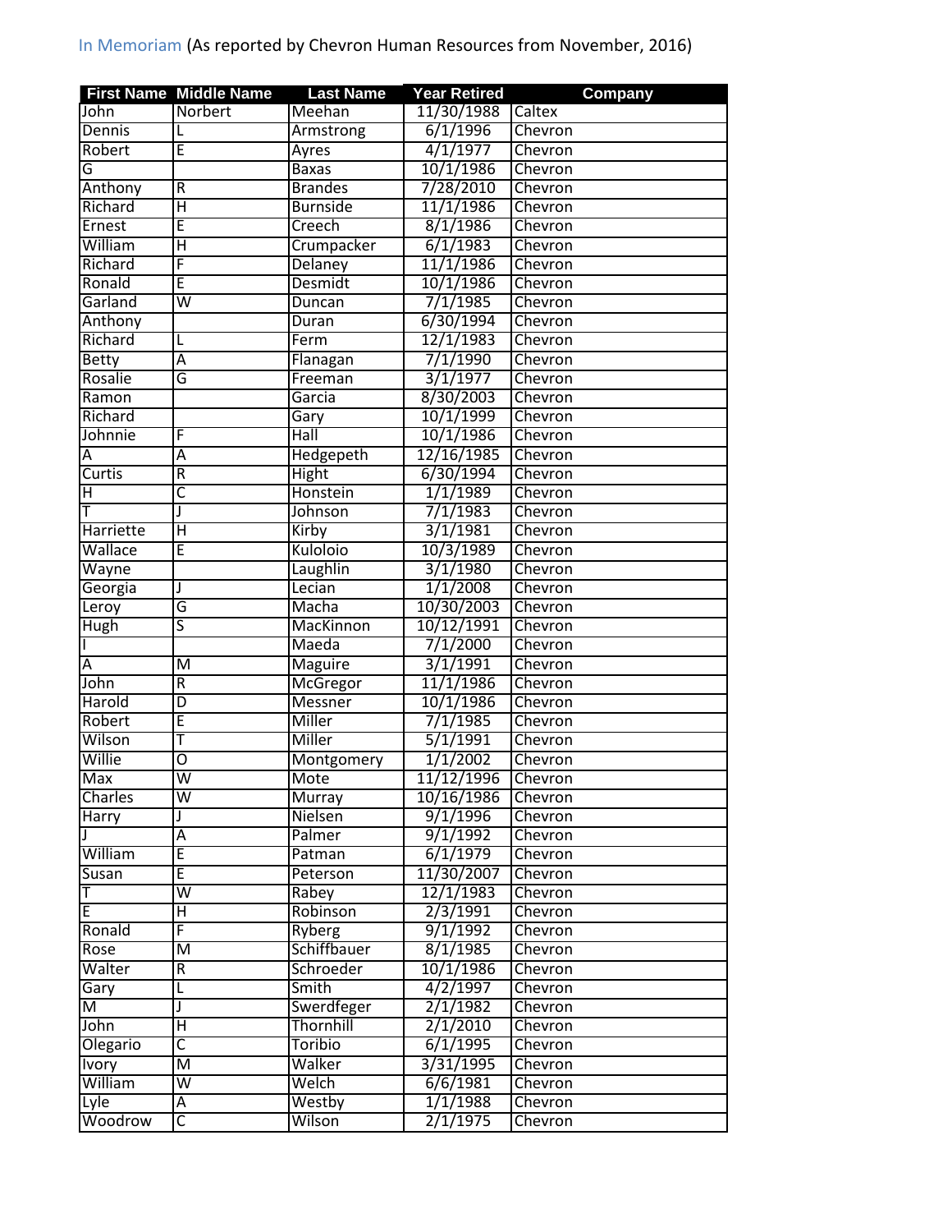In Memoriam (As reported by Chevron Human Resources from November, 2016)

| First Name | Middle Name | Last Name | Year Retired | Company |
|---|---|---|---|---|
| John | Norbert | Meehan | 11/30/1988 | Caltex |
| Dennis | L | Armstrong | 6/1/1996 | Chevron |
| Robert | E | Ayres | 4/1/1977 | Chevron |
| G | | Baxas | 10/1/1986 | Chevron |
| Anthony | R | Brandes | 7/28/2010 | Chevron |
| Richard | H | Burnside | 11/1/1986 | Chevron |
| Ernest | E | Creech | 8/1/1986 | Chevron |
| William | H | Crumpacker | 6/1/1983 | Chevron |
| Richard | F | Delaney | 11/1/1986 | Chevron |
| Ronald | E | Desmidt | 10/1/1986 | Chevron |
| Garland | W | Duncan | 7/1/1985 | Chevron |
| Anthony | | Duran | 6/30/1994 | Chevron |
| Richard | L | Ferm | 12/1/1983 | Chevron |
| Betty | A | Flanagan | 7/1/1990 | Chevron |
| Rosalie | G | Freeman | 3/1/1977 | Chevron |
| Ramon | | Garcia | 8/30/2003 | Chevron |
| Richard | | Gary | 10/1/1999 | Chevron |
| Johnnie | F | Hall | 10/1/1986 | Chevron |
| A | A | Hedgepeth | 12/16/1985 | Chevron |
| Curtis | R | Hight | 6/30/1994 | Chevron |
| H | C | Honstein | 1/1/1989 | Chevron |
| T | J | Johnson | 7/1/1983 | Chevron |
| Harriette | H | Kirby | 3/1/1981 | Chevron |
| Wallace | E | Kuloloio | 10/3/1989 | Chevron |
| Wayne | | Laughlin | 3/1/1980 | Chevron |
| Georgia | J | Lecian | 1/1/2008 | Chevron |
| Leroy | G | Macha | 10/30/2003 | Chevron |
| Hugh | S | MacKinnon | 10/12/1991 | Chevron |
| I | | Maeda | 7/1/2000 | Chevron |
| A | M | Maguire | 3/1/1991 | Chevron |
| John | R | McGregor | 11/1/1986 | Chevron |
| Harold | D | Messner | 10/1/1986 | Chevron |
| Robert | E | Miller | 7/1/1985 | Chevron |
| Wilson | T | Miller | 5/1/1991 | Chevron |
| Willie | O | Montgomery | 1/1/2002 | Chevron |
| Max | W | Mote | 11/12/1996 | Chevron |
| Charles | W | Murray | 10/16/1986 | Chevron |
| Harry | J | Nielsen | 9/1/1996 | Chevron |
| J | A | Palmer | 9/1/1992 | Chevron |
| William | E | Patman | 6/1/1979 | Chevron |
| Susan | E | Peterson | 11/30/2007 | Chevron |
| T | W | Rabey | 12/1/1983 | Chevron |
| E | H | Robinson | 2/3/1991 | Chevron |
| Ronald | F | Ryberg | 9/1/1992 | Chevron |
| Rose | M | Schiffbauer | 8/1/1985 | Chevron |
| Walter | R | Schroeder | 10/1/1986 | Chevron |
| Gary | L | Smith | 4/2/1997 | Chevron |
| M | J | Swerdfeger | 2/1/1982 | Chevron |
| John | H | Thornhill | 2/1/2010 | Chevron |
| Olegario | C | Toribio | 6/1/1995 | Chevron |
| Ivory | M | Walker | 3/31/1995 | Chevron |
| William | W | Welch | 6/6/1981 | Chevron |
| Lyle | A | Westby | 1/1/1988 | Chevron |
| Woodrow | C | Wilson | 2/1/1975 | Chevron |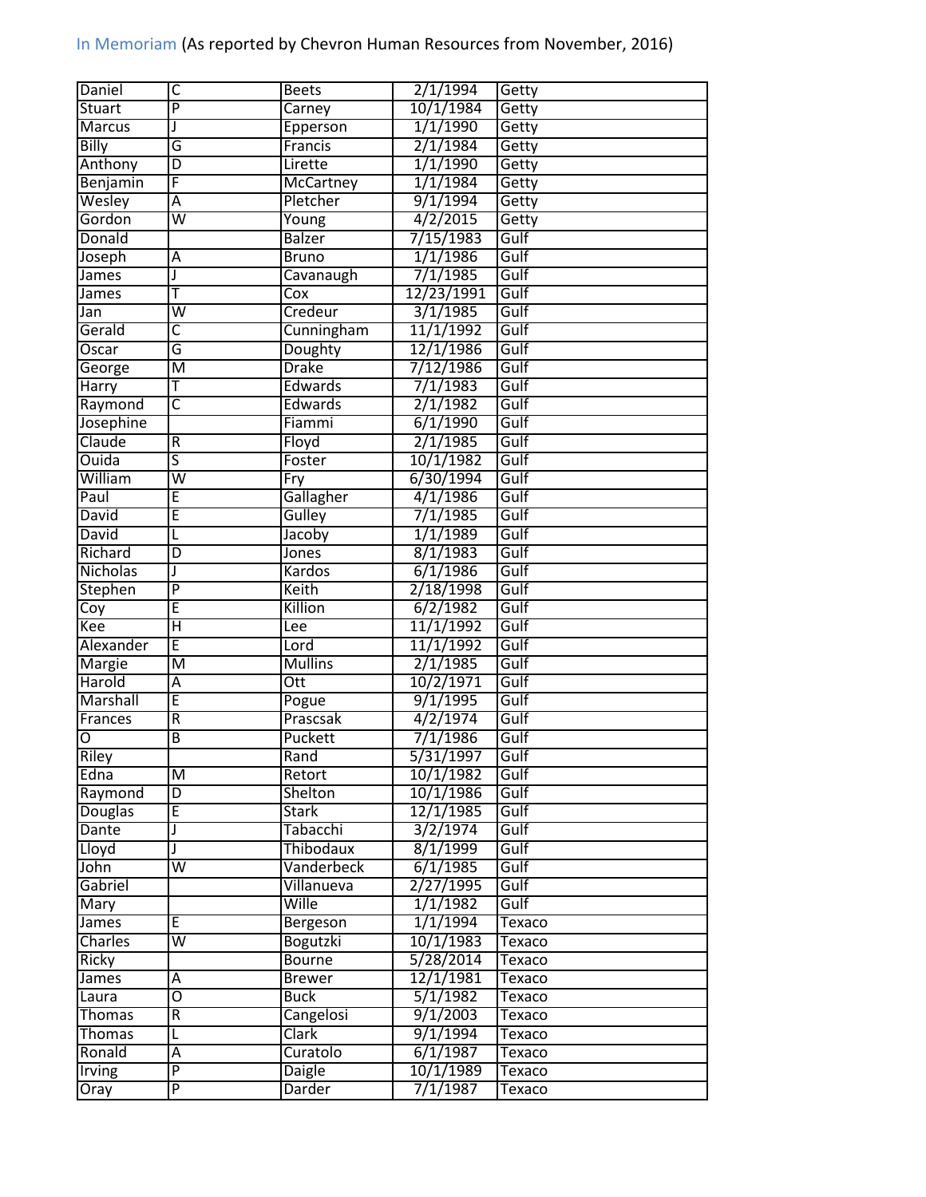In Memoriam (As reported by Chevron Human Resources from November, 2016)

| | | | | |
|---|---|---|---|---|
| Daniel | C | Beets | 2/1/1994 | Getty |
| Stuart | P | Carney | 10/1/1984 | Getty |
| Marcus | J | Epperson | 1/1/1990 | Getty |
| Billy | G | Francis | 2/1/1984 | Getty |
| Anthony | D | Lirette | 1/1/1990 | Getty |
| Benjamin | F | McCartney | 1/1/1984 | Getty |
| Wesley | A | Pletcher | 9/1/1994 | Getty |
| Gordon | W | Young | 4/2/2015 | Getty |
| Donald | | Balzer | 7/15/1983 | Gulf |
| Joseph | A | Bruno | 1/1/1986 | Gulf |
| James | J | Cavanaugh | 7/1/1985 | Gulf |
| James | T | Cox | 12/23/1991 | Gulf |
| Jan | W | Credeur | 3/1/1985 | Gulf |
| Gerald | C | Cunningham | 11/1/1992 | Gulf |
| Oscar | G | Doughty | 12/1/1986 | Gulf |
| George | M | Drake | 7/12/1986 | Gulf |
| Harry | T | Edwards | 7/1/1983 | Gulf |
| Raymond | C | Edwards | 2/1/1982 | Gulf |
| Josephine | | Fiammi | 6/1/1990 | Gulf |
| Claude | R | Floyd | 2/1/1985 | Gulf |
| Ouida | S | Foster | 10/1/1982 | Gulf |
| William | W | Fry | 6/30/1994 | Gulf |
| Paul | E | Gallagher | 4/1/1986 | Gulf |
| David | E | Gulley | 7/1/1985 | Gulf |
| David | L | Jacoby | 1/1/1989 | Gulf |
| Richard | D | Jones | 8/1/1983 | Gulf |
| Nicholas | J | Kardos | 6/1/1986 | Gulf |
| Stephen | P | Keith | 2/18/1998 | Gulf |
| Coy | E | Killion | 6/2/1982 | Gulf |
| Kee | H | Lee | 11/1/1992 | Gulf |
| Alexander | E | Lord | 11/1/1992 | Gulf |
| Margie | M | Mullins | 2/1/1985 | Gulf |
| Harold | A | Ott | 10/2/1971 | Gulf |
| Marshall | E | Pogue | 9/1/1995 | Gulf |
| Frances | R | Prascsak | 4/2/1974 | Gulf |
| O | B | Puckett | 7/1/1986 | Gulf |
| Riley | | Rand | 5/31/1997 | Gulf |
| Edna | M | Retort | 10/1/1982 | Gulf |
| Raymond | D | Shelton | 10/1/1986 | Gulf |
| Douglas | E | Stark | 12/1/1985 | Gulf |
| Dante | J | Tabacchi | 3/2/1974 | Gulf |
| Lloyd | J | Thibodaux | 8/1/1999 | Gulf |
| John | W | Vanderbeck | 6/1/1985 | Gulf |
| Gabriel | | Villanueva | 2/27/1995 | Gulf |
| Mary | | Wille | 1/1/1982 | Gulf |
| James | E | Bergeson | 1/1/1994 | Texaco |
| Charles | W | Bogutzki | 10/1/1983 | Texaco |
| Ricky | | Bourne | 5/28/2014 | Texaco |
| James | A | Brewer | 12/1/1981 | Texaco |
| Laura | O | Buck | 5/1/1982 | Texaco |
| Thomas | R | Cangelosi | 9/1/2003 | Texaco |
| Thomas | L | Clark | 9/1/1994 | Texaco |
| Ronald | A | Curatolo | 6/1/1987 | Texaco |
| Irving | P | Daigle | 10/1/1989 | Texaco |
| Oray | P | Darder | 7/1/1987 | Texaco |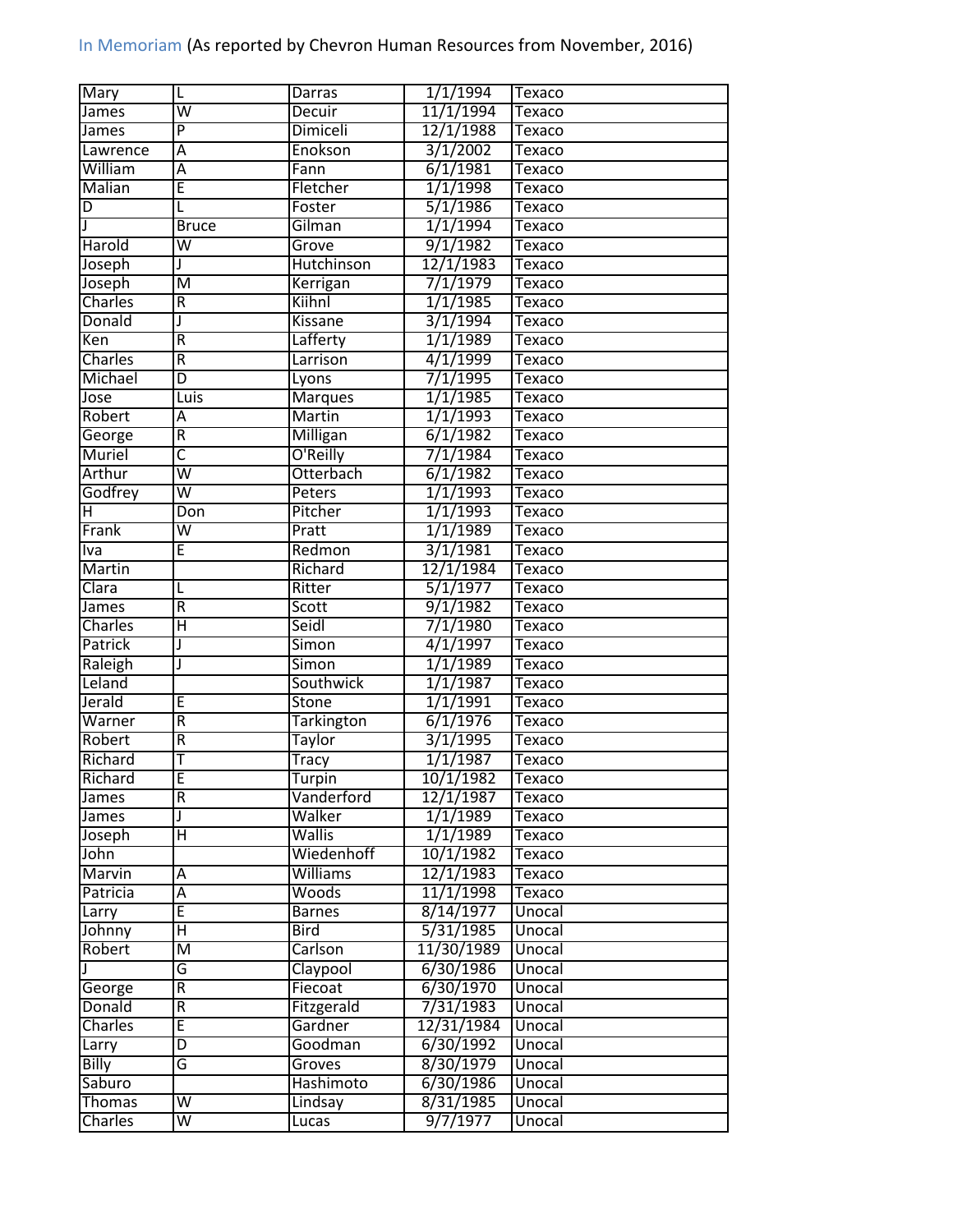In Memoriam (As reported by Chevron Human Resources from November, 2016)

| | | | | |
|---|---|---|---|---|
| Mary | L | Darras | 1/1/1994 | Texaco |
| James | W | Decuir | 11/1/1994 | Texaco |
| James | P | Dimiceli | 12/1/1988 | Texaco |
| Lawrence | A | Enokson | 3/1/2002 | Texaco |
| William | A | Fann | 6/1/1981 | Texaco |
| Malian | E | Fletcher | 1/1/1998 | Texaco |
| D | L | Foster | 5/1/1986 | Texaco |
| J | Bruce | Gilman | 1/1/1994 | Texaco |
| Harold | W | Grove | 9/1/1982 | Texaco |
| Joseph | J | Hutchinson | 12/1/1983 | Texaco |
| Joseph | M | Kerrigan | 7/1/1979 | Texaco |
| Charles | R | Kiihnl | 1/1/1985 | Texaco |
| Donald | J | Kissane | 3/1/1994 | Texaco |
| Ken | R | Lafferty | 1/1/1989 | Texaco |
| Charles | R | Larrison | 4/1/1999 | Texaco |
| Michael | D | Lyons | 7/1/1995 | Texaco |
| Jose | Luis | Marques | 1/1/1985 | Texaco |
| Robert | A | Martin | 1/1/1993 | Texaco |
| George | R | Milligan | 6/1/1982 | Texaco |
| Muriel | C | O'Reilly | 7/1/1984 | Texaco |
| Arthur | W | Otterbach | 6/1/1982 | Texaco |
| Godfrey | W | Peters | 1/1/1993 | Texaco |
| H | Don | Pitcher | 1/1/1993 | Texaco |
| Frank | W | Pratt | 1/1/1989 | Texaco |
| Iva | E | Redmon | 3/1/1981 | Texaco |
| Martin | | Richard | 12/1/1984 | Texaco |
| Clara | L | Ritter | 5/1/1977 | Texaco |
| James | R | Scott | 9/1/1982 | Texaco |
| Charles | H | Seidl | 7/1/1980 | Texaco |
| Patrick | J | Simon | 4/1/1997 | Texaco |
| Raleigh | J | Simon | 1/1/1989 | Texaco |
| Leland | | Southwick | 1/1/1987 | Texaco |
| Jerald | E | Stone | 1/1/1991 | Texaco |
| Warner | R | Tarkington | 6/1/1976 | Texaco |
| Robert | R | Taylor | 3/1/1995 | Texaco |
| Richard | T | Tracy | 1/1/1987 | Texaco |
| Richard | E | Turpin | 10/1/1982 | Texaco |
| James | R | Vanderford | 12/1/1987 | Texaco |
| James | J | Walker | 1/1/1989 | Texaco |
| Joseph | H | Wallis | 1/1/1989 | Texaco |
| John | | Wiedenhoff | 10/1/1982 | Texaco |
| Marvin | A | Williams | 12/1/1983 | Texaco |
| Patricia | A | Woods | 11/1/1998 | Texaco |
| Larry | E | Barnes | 8/14/1977 | Unocal |
| Johnny | H | Bird | 5/31/1985 | Unocal |
| Robert | M | Carlson | 11/30/1989 | Unocal |
| J | G | Claypool | 6/30/1986 | Unocal |
| George | R | Fiecoat | 6/30/1970 | Unocal |
| Donald | R | Fitzgerald | 7/31/1983 | Unocal |
| Charles | E | Gardner | 12/31/1984 | Unocal |
| Larry | D | Goodman | 6/30/1992 | Unocal |
| Billy | G | Groves | 8/30/1979 | Unocal |
| Saburo | | Hashimoto | 6/30/1986 | Unocal |
| Thomas | W | Lindsay | 8/31/1985 | Unocal |
| Charles | W | Lucas | 9/7/1977 | Unocal |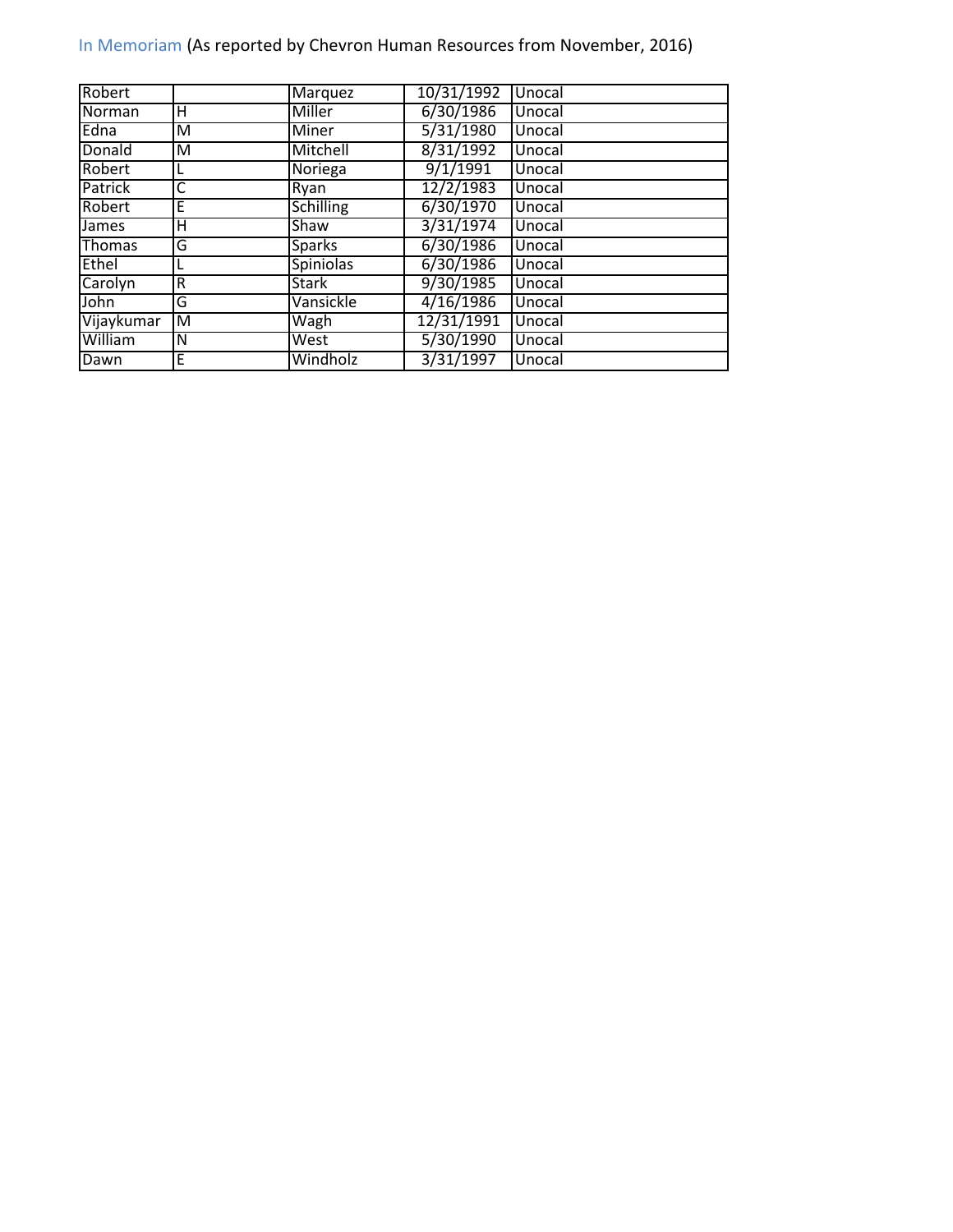In Memoriam (As reported by Chevron Human Resources from November, 2016)

| | | | | |
|---|---|---|---|---|
| Robert | | Marquez | 10/31/1992 | Unocal |
| Norman | H | Miller | 6/30/1986 | Unocal |
| Edna | M | Miner | 5/31/1980 | Unocal |
| Donald | M | Mitchell | 8/31/1992 | Unocal |
| Robert | L | Noriega | 9/1/1991 | Unocal |
| Patrick | C | Ryan | 12/2/1983 | Unocal |
| Robert | E | Schilling | 6/30/1970 | Unocal |
| James | H | Shaw | 3/31/1974 | Unocal |
| Thomas | G | Sparks | 6/30/1986 | Unocal |
| Ethel | L | Spiniolas | 6/30/1986 | Unocal |
| Carolyn | R | Stark | 9/30/1985 | Unocal |
| John | G | Vansickle | 4/16/1986 | Unocal |
| Vijaykumar | M | Wagh | 12/31/1991 | Unocal |
| William | N | West | 5/30/1990 | Unocal |
| Dawn | E | Windholz | 3/31/1997 | Unocal |